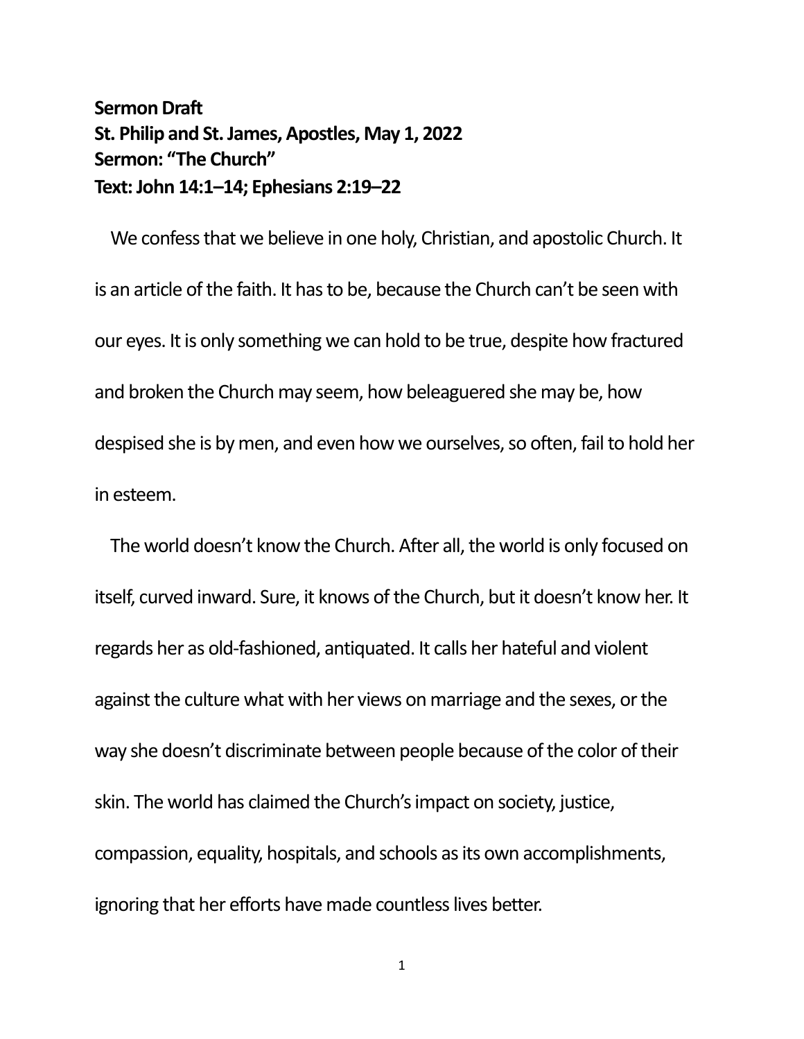**Sermon Draft**
**St. Philip and St. James, Apostles, May 1, 2022**
**Sermon: "The Church"**
**Text: John 14:1–14; Ephesians 2:19–22**

We confess that we believe in one holy, Christian, and apostolic Church. It is an article of the faith. It has to be, because the Church can't be seen with our eyes. It is only something we can hold to be true, despite how fractured and broken the Church may seem, how beleaguered she may be, how despised she is by men, and even how we ourselves, so often, fail to hold her in esteem.

The world doesn't know the Church. After all, the world is only focused on itself, curved inward. Sure, it knows of the Church, but it doesn't know her. It regards her as old-fashioned, antiquated. It calls her hateful and violent against the culture what with her views on marriage and the sexes, or the way she doesn't discriminate between people because of the color of their skin. The world has claimed the Church's impact on society, justice, compassion, equality, hospitals, and schools as its own accomplishments, ignoring that her efforts have made countless lives better.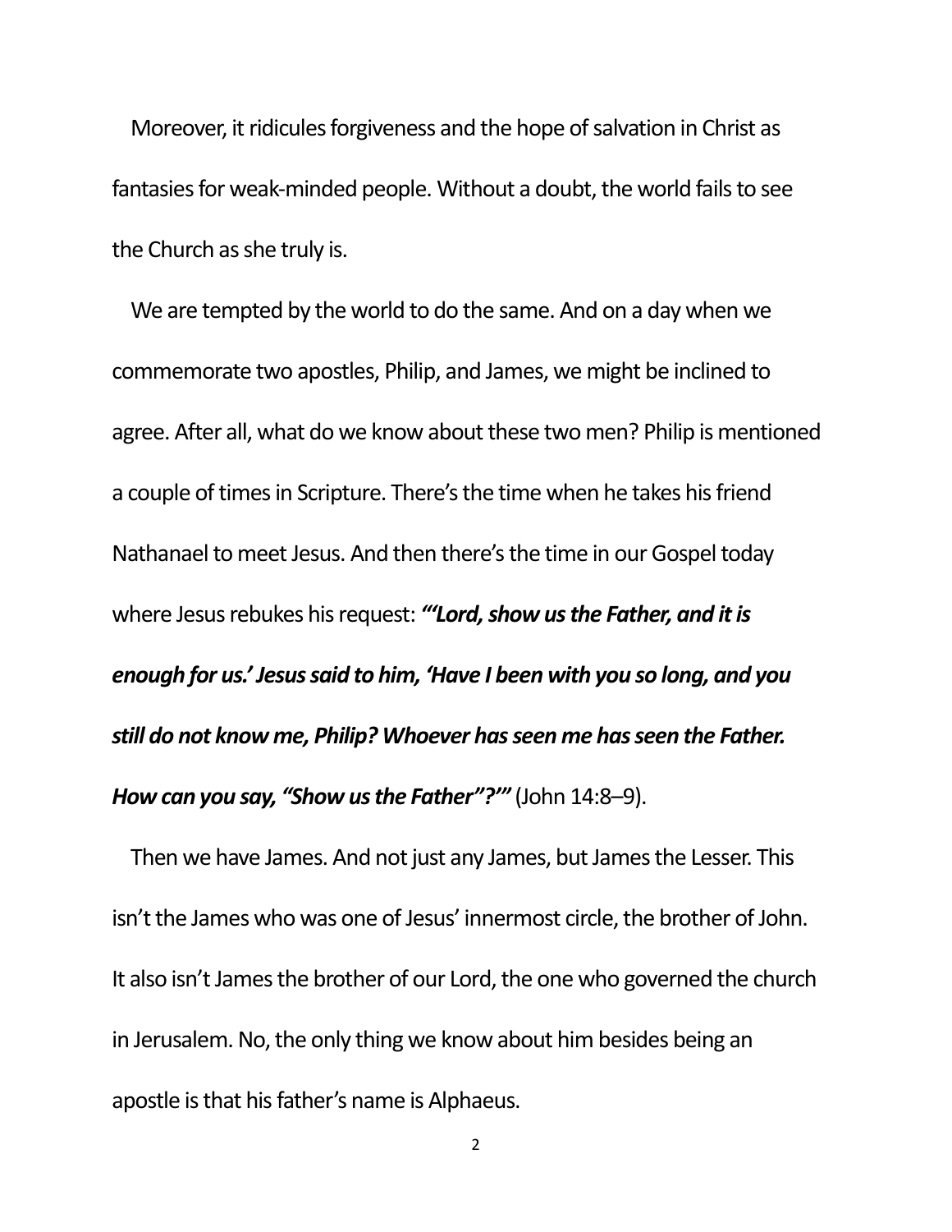Moreover, it ridicules forgiveness and the hope of salvation in Christ as fantasies for weak-minded people. Without a doubt, the world fails to see the Church as she truly is.

We are tempted by the world to do the same. And on a day when we commemorate two apostles, Philip, and James, we might be inclined to agree. After all, what do we know about these two men? Philip is mentioned a couple of times in Scripture. There's the time when he takes his friend Nathanael to meet Jesus. And then there's the time in our Gospel today where Jesus rebukes his request: ***"'Lord, show us the Father, and it is enough for us.' Jesus said to him, 'Have I been with you so long, and you still do not know me, Philip? Whoever has seen me has seen the Father. How can you say, "Show us the Father"?'"*** (John 14:8–9).

Then we have James. And not just any James, but James the Lesser. This isn't the James who was one of Jesus' innermost circle, the brother of John. It also isn't James the brother of our Lord, the one who governed the church in Jerusalem. No, the only thing we know about him besides being an apostle is that his father's name is Alphaeus.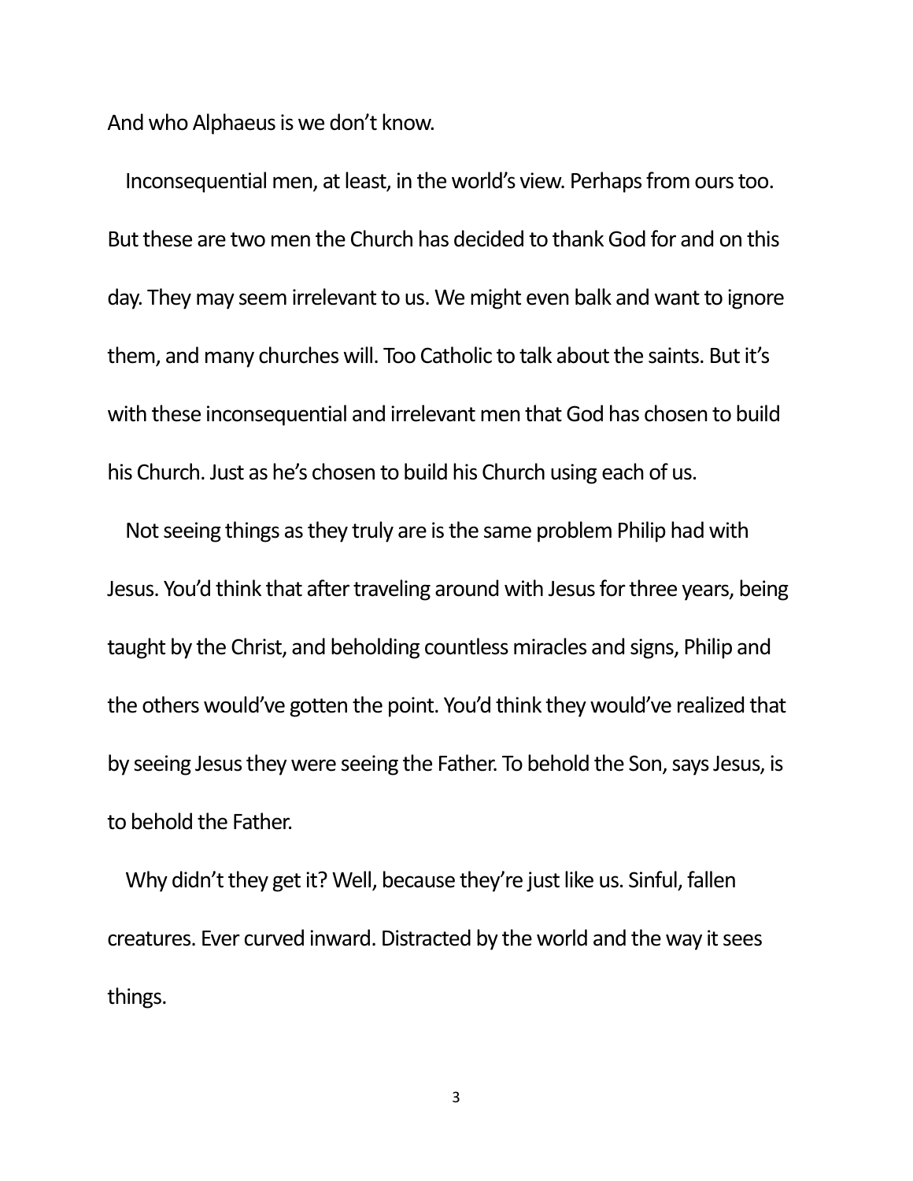And who Alphaeus is we don't know.

Inconsequential men, at least, in the world's view. Perhaps from ours too. But these are two men the Church has decided to thank God for and on this day. They may seem irrelevant to us. We might even balk and want to ignore them, and many churches will. Too Catholic to talk about the saints. But it's with these inconsequential and irrelevant men that God has chosen to build his Church. Just as he's chosen to build his Church using each of us.

Not seeing things as they truly are is the same problem Philip had with Jesus. You'd think that after traveling around with Jesus for three years, being taught by the Christ, and beholding countless miracles and signs, Philip and the others would've gotten the point. You'd think they would've realized that by seeing Jesus they were seeing the Father. To behold the Son, says Jesus, is to behold the Father.

Why didn't they get it? Well, because they're just like us. Sinful, fallen creatures. Ever curved inward. Distracted by the world and the way it sees things.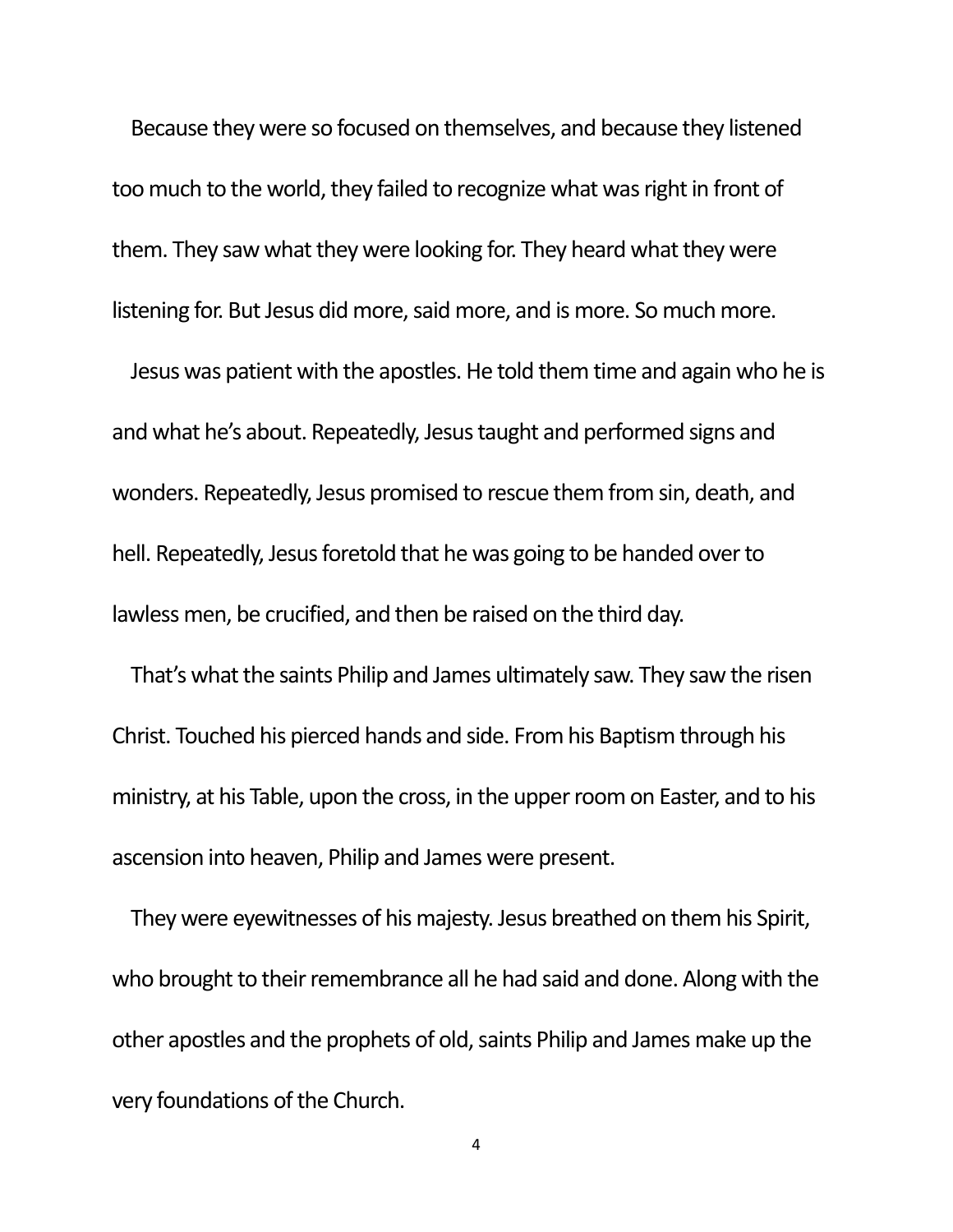Because they were so focused on themselves, and because they listened too much to the world, they failed to recognize what was right in front of them. They saw what they were looking for. They heard what they were listening for. But Jesus did more, said more, and is more. So much more.

Jesus was patient with the apostles. He told them time and again who he is and what he's about. Repeatedly, Jesus taught and performed signs and wonders. Repeatedly, Jesus promised to rescue them from sin, death, and hell. Repeatedly, Jesus foretold that he was going to be handed over to lawless men, be crucified, and then be raised on the third day.

That's what the saints Philip and James ultimately saw. They saw the risen Christ. Touched his pierced hands and side. From his Baptism through his ministry, at his Table, upon the cross, in the upper room on Easter, and to his ascension into heaven, Philip and James were present.

They were eyewitnesses of his majesty. Jesus breathed on them his Spirit, who brought to their remembrance all he had said and done. Along with the other apostles and the prophets of old, saints Philip and James make up the very foundations of the Church.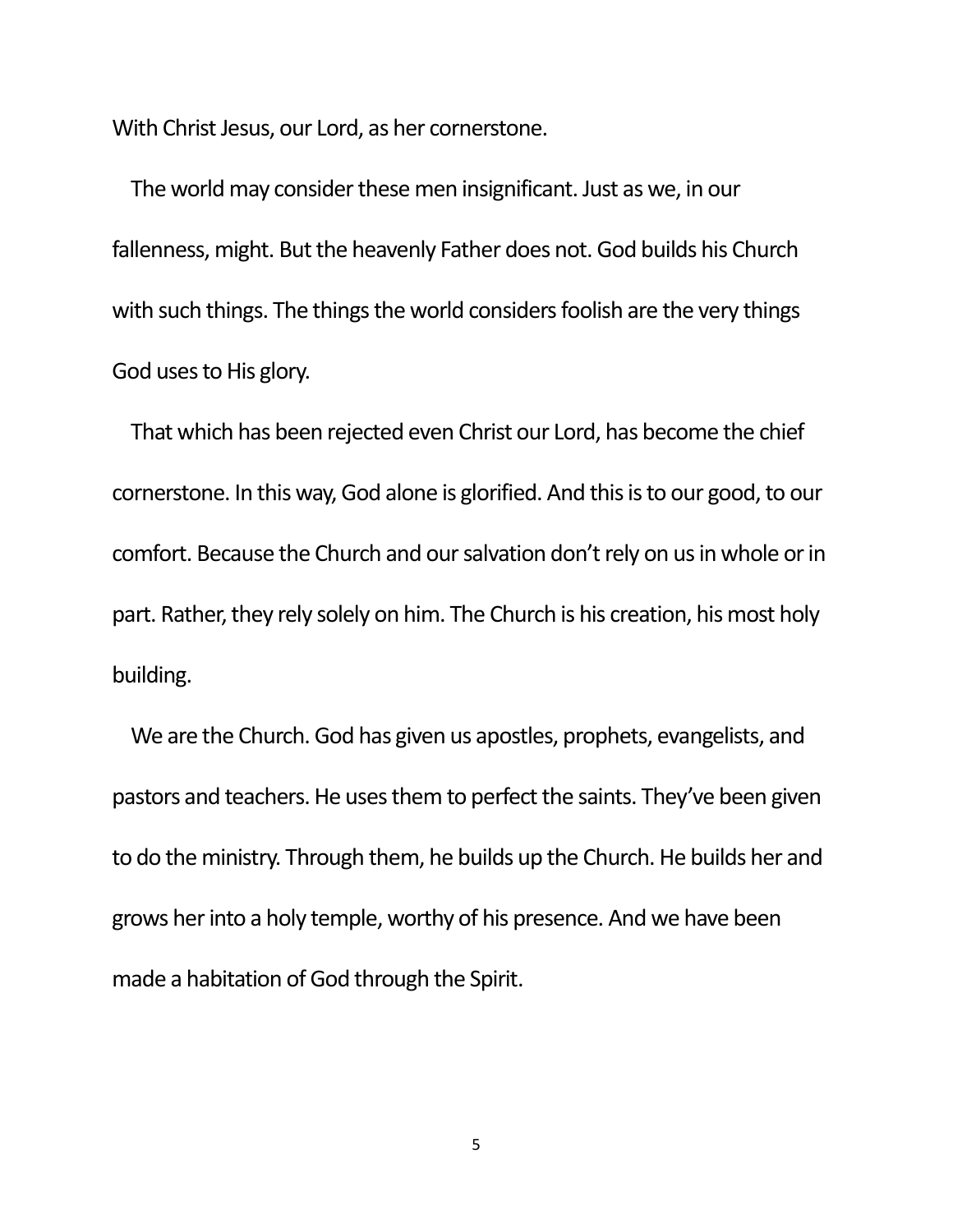With Christ Jesus, our Lord, as her cornerstone.

The world may consider these men insignificant. Just as we, in our fallenness, might. But the heavenly Father does not. God builds his Church with such things. The things the world considers foolish are the very things God uses to His glory.

That which has been rejected even Christ our Lord, has become the chief cornerstone. In this way, God alone is glorified. And this is to our good, to our comfort. Because the Church and our salvation don't rely on us in whole or in part. Rather, they rely solely on him. The Church is his creation, his most holy building.

We are the Church. God has given us apostles, prophets, evangelists, and pastors and teachers. He uses them to perfect the saints. They've been given to do the ministry. Through them, he builds up the Church. He builds her and grows her into a holy temple, worthy of his presence. And we have been made a habitation of God through the Spirit.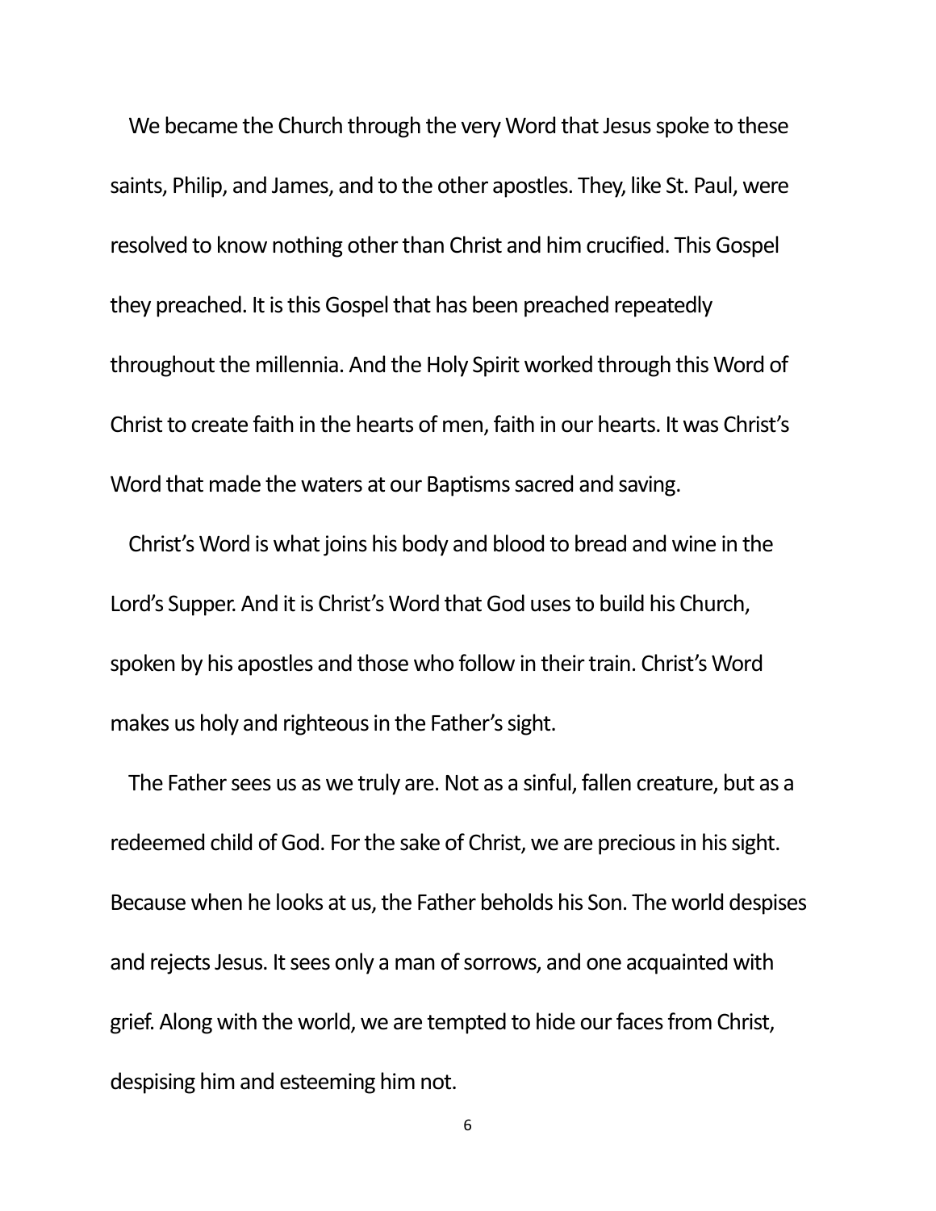We became the Church through the very Word that Jesus spoke to these saints, Philip, and James, and to the other apostles. They, like St. Paul, were resolved to know nothing other than Christ and him crucified. This Gospel they preached. It is this Gospel that has been preached repeatedly throughout the millennia. And the Holy Spirit worked through this Word of Christ to create faith in the hearts of men, faith in our hearts. It was Christ's Word that made the waters at our Baptisms sacred and saving.

Christ's Word is what joins his body and blood to bread and wine in the Lord's Supper. And it is Christ's Word that God uses to build his Church, spoken by his apostles and those who follow in their train. Christ's Word makes us holy and righteous in the Father's sight.

The Father sees us as we truly are. Not as a sinful, fallen creature, but as a redeemed child of God. For the sake of Christ, we are precious in his sight. Because when he looks at us, the Father beholds his Son. The world despises and rejects Jesus. It sees only a man of sorrows, and one acquainted with grief. Along with the world, we are tempted to hide our faces from Christ, despising him and esteeming him not.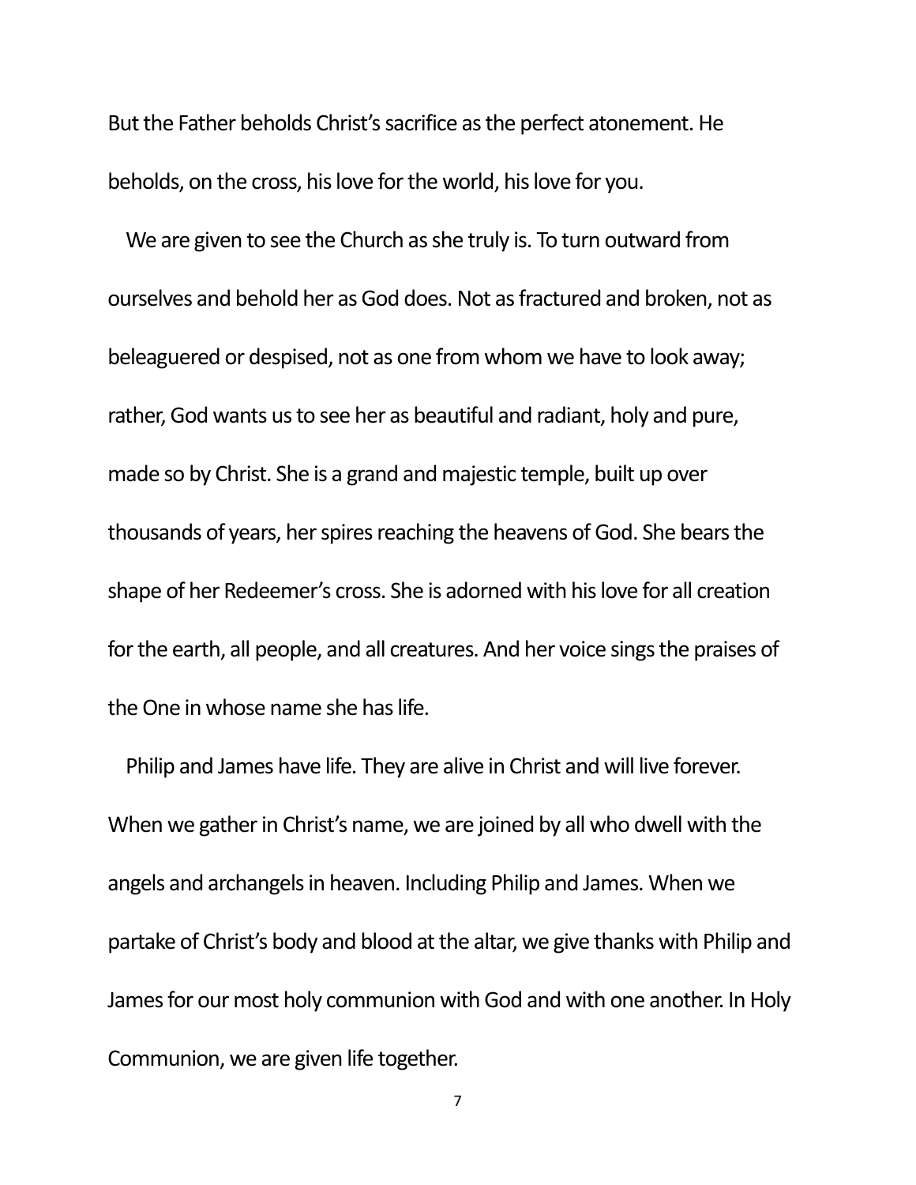But the Father beholds Christ's sacrifice as the perfect atonement. He beholds, on the cross, his love for the world, his love for you.

We are given to see the Church as she truly is. To turn outward from ourselves and behold her as God does. Not as fractured and broken, not as beleaguered or despised, not as one from whom we have to look away; rather, God wants us to see her as beautiful and radiant, holy and pure, made so by Christ. She is a grand and majestic temple, built up over thousands of years, her spires reaching the heavens of God. She bears the shape of her Redeemer's cross. She is adorned with his love for all creation for the earth, all people, and all creatures. And her voice sings the praises of the One in whose name she has life.

Philip and James have life. They are alive in Christ and will live forever. When we gather in Christ's name, we are joined by all who dwell with the angels and archangels in heaven. Including Philip and James. When we partake of Christ's body and blood at the altar, we give thanks with Philip and James for our most holy communion with God and with one another. In Holy Communion, we are given life together.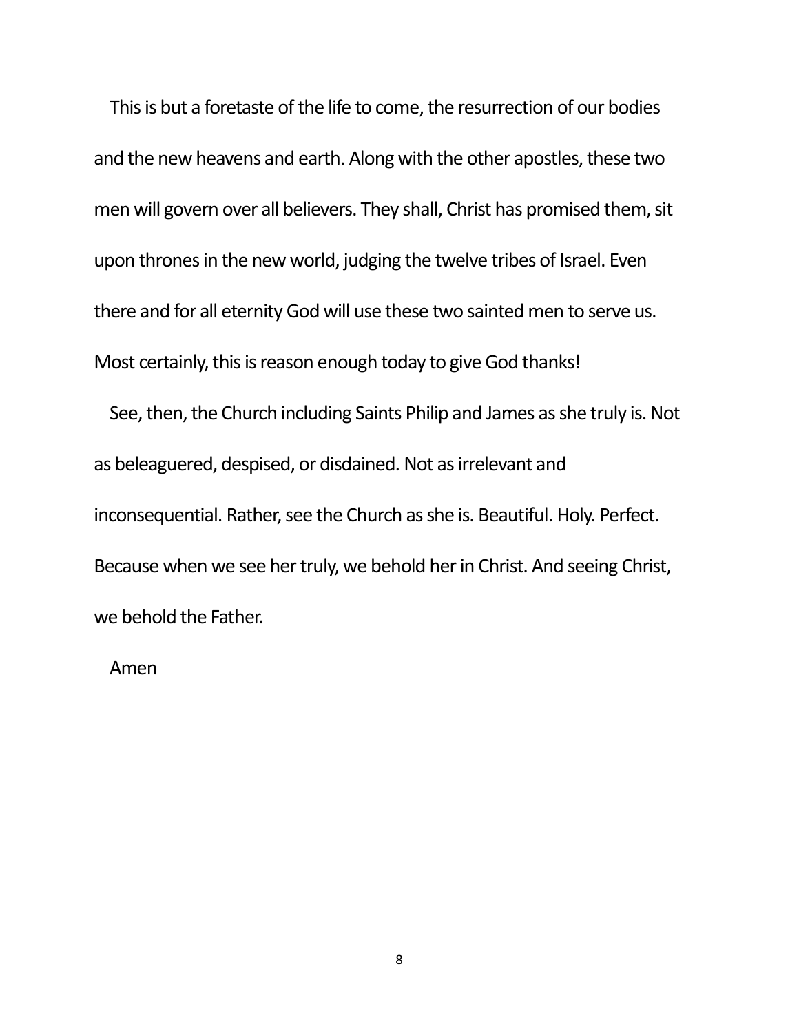This is but a foretaste of the life to come, the resurrection of our bodies and the new heavens and earth. Along with the other apostles, these two men will govern over all believers. They shall, Christ has promised them, sit upon thrones in the new world, judging the twelve tribes of Israel. Even there and for all eternity God will use these two sainted men to serve us. Most certainly, this is reason enough today to give God thanks!

See, then, the Church including Saints Philip and James as she truly is. Not as beleaguered, despised, or disdained. Not as irrelevant and inconsequential. Rather, see the Church as she is. Beautiful. Holy. Perfect. Because when we see her truly, we behold her in Christ. And seeing Christ, we behold the Father.

Amen